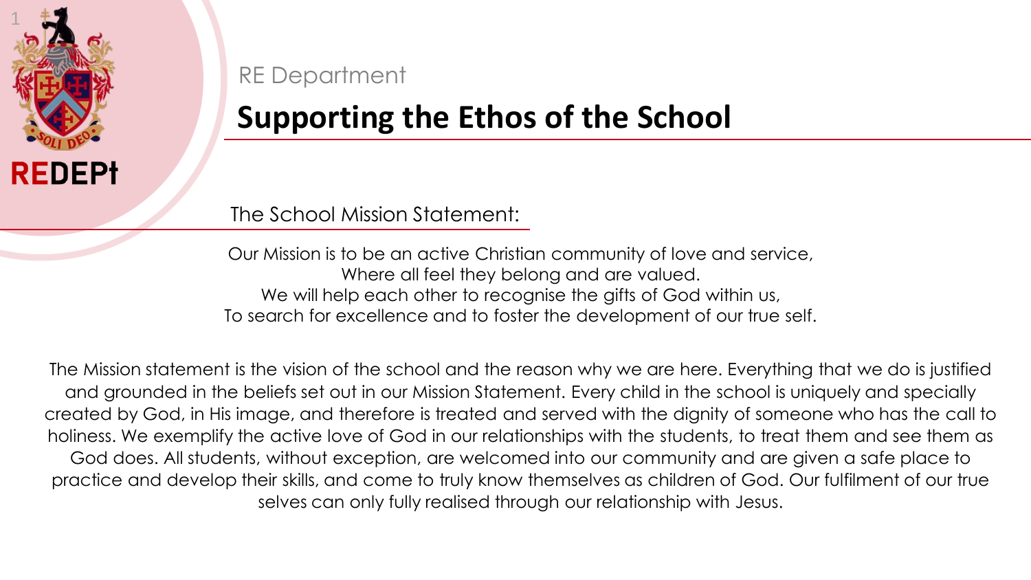REDEPt

RE Department

# Supporting the Ethos of the School

The School Mission Statement:

Our Mission is to be an active Christian community of love and service,
Where all feel they belong and are valued.
We will help each other to recognise the gifts of God within us,
To search for excellence and to foster the development of our true self.

The Mission statement is the vision of the school and the reason why we are here. Everything that we do is justified and grounded in the beliefs set out in our Mission Statement. Every child in the school is uniquely and specially created by God, in His image, and therefore is treated and served with the dignity of someone who has the call to holiness. We exemplify the active love of God in our relationships with the students, to treat them and see them as God does. All students, without exception, are welcomed into our community and are given a safe place to practice and develop their skills, and come to truly know themselves as children of God. Our fulfilment of our true selves can only fully realised through our relationship with Jesus.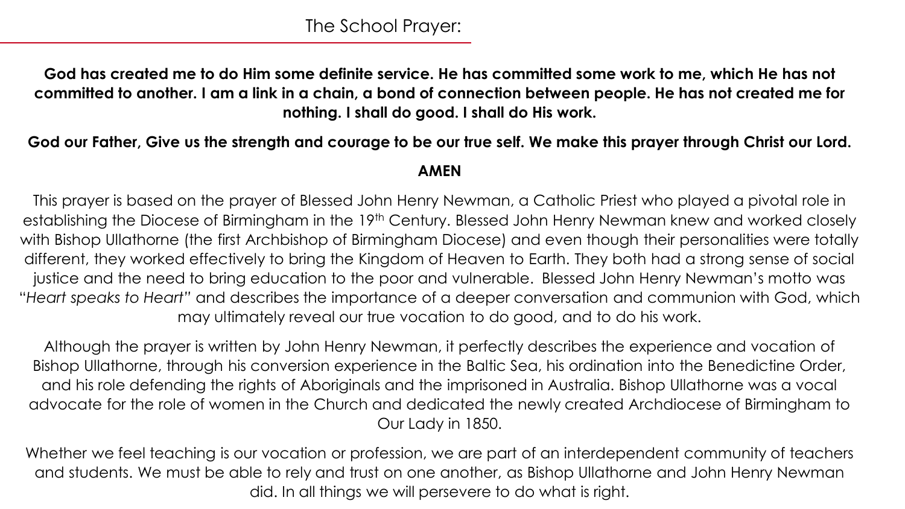## The School Prayer:

**God has created me to do Him some definite service. He has committed some work to me, which He has not committed to another. I am a link in a chain, a bond of connection between people. He has not created me for nothing. I shall do good. I shall do His work.**

**God our Father, Give us the strength and courage to be our true self. We make this prayer through Christ our Lord.**

**AMEN**

This prayer is based on the prayer of Blessed John Henry Newman, a Catholic Priest who played a pivotal role in establishing the Diocese of Birmingham in the 19th Century. Blessed John Henry Newman knew and worked closely with Bishop Ullathorne (the first Archbishop of Birmingham Diocese) and even though their personalities were totally different, they worked effectively to bring the Kingdom of Heaven to Earth. They both had a strong sense of social justice and the need to bring education to the poor and vulnerable. Blessed John Henry Newman's motto was "*Heart speaks to Heart*" and describes the importance of a deeper conversation and communion with God, which may ultimately reveal our true vocation to do good, and to do his work.

Although the prayer is written by John Henry Newman, it perfectly describes the experience and vocation of Bishop Ullathorne, through his conversion experience in the Baltic Sea, his ordination into the Benedictine Order, and his role defending the rights of Aboriginals and the imprisoned in Australia. Bishop Ullathorne was a vocal advocate for the role of women in the Church and dedicated the newly created Archdiocese of Birmingham to Our Lady in 1850.

Whether we feel teaching is our vocation or profession, we are part of an interdependent community of teachers and students. We must be able to rely and trust on one another, as Bishop Ullathorne and John Henry Newman did. In all things we will persevere to do what is right.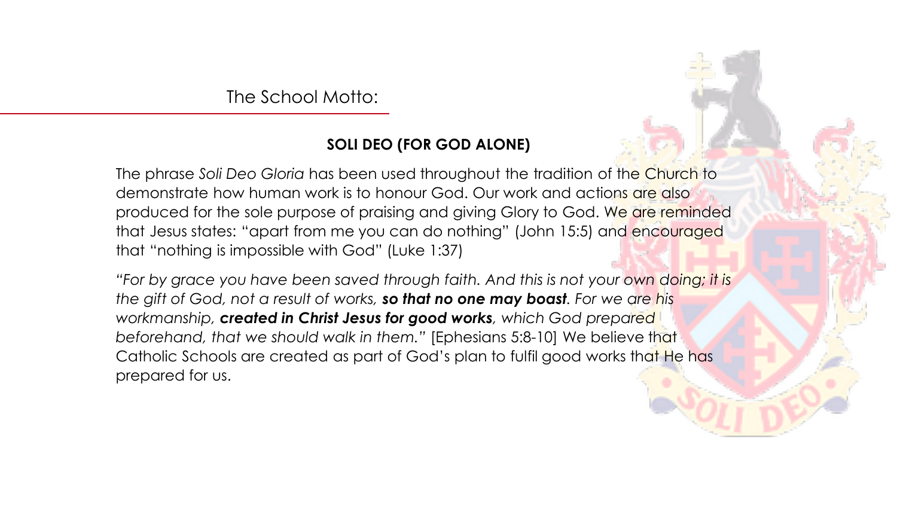## The School Motto:

**SOLI DEO (FOR GOD ALONE)**

The phrase *Soli Deo Gloria* has been used throughout the tradition of the Church to demonstrate how human work is to honour God. Our work and actions are also produced for the sole purpose of praising and giving Glory to God. We are reminded that Jesus states: "apart from me you can do nothing" (John 15:5) and encouraged that "nothing is impossible with God" (Luke 1:37)

*"For by grace you have been saved through faith. And this is not your own doing; it is the gift of God, not a result of works,* ***so that no one may boast****. For we are his workmanship,* ***created in Christ Jesus for good works****, which God prepared beforehand, that we should walk in them."* [Ephesians 5:8-10] We believe that Catholic Schools are created as part of God's plan to fulfil good works that He has prepared for us.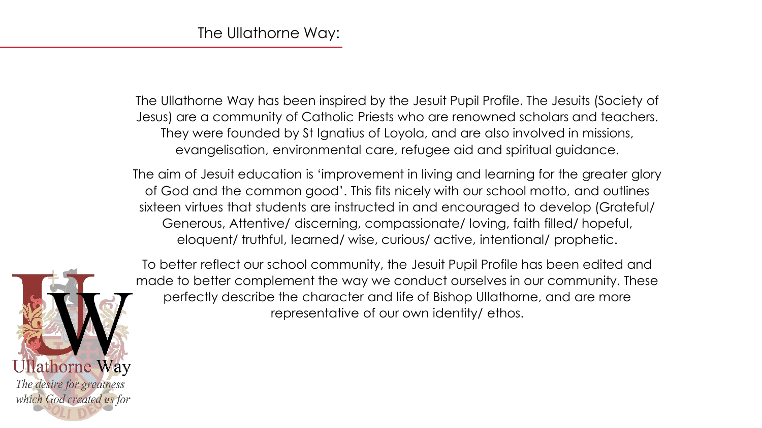# The Ullathorne Way:

The Ullathorne Way has been inspired by the Jesuit Pupil Profile. The Jesuits (Society of Jesus) are a community of Catholic Priests who are renowned scholars and teachers. They were founded by St Ignatius of Loyola, and are also involved in missions, evangelisation, environmental care, refugee aid and spiritual guidance.

The aim of Jesuit education is 'improvement in living and learning for the greater glory of God and the common good'. This fits nicely with our school motto, and outlines sixteen virtues that students are instructed in and encouraged to develop (Grateful/ Generous, Attentive/ discerning, compassionate/ loving, faith filled/ hopeful, eloquent/ truthful, learned/ wise, curious/ active, intentional/ prophetic.

To better reflect our school community, the Jesuit Pupil Profile has been edited and made to better complement the way we conduct ourselves in our community. These perfectly describe the character and life of Bishop Ullathorne, and are more representative of our own identity/ ethos.

Ullathorne Way

*The desire for greatness which God created us for*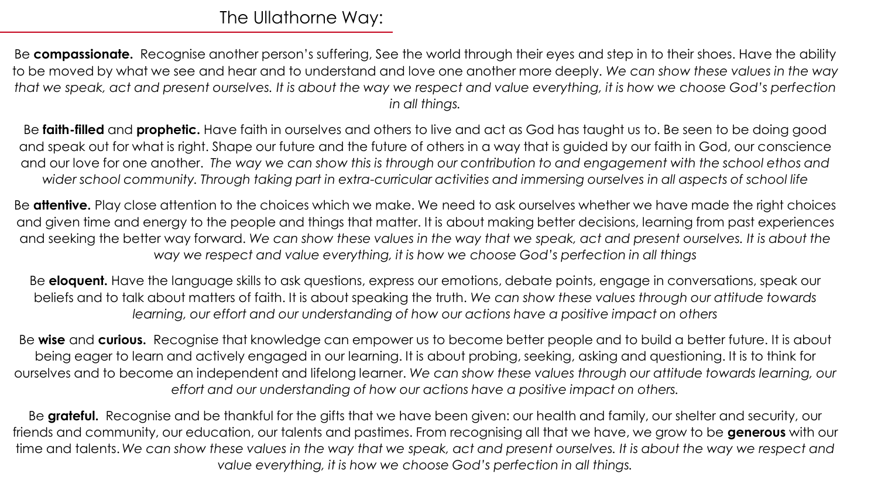# The Ullathorne Way:

Be **compassionate.** Recognise another person's suffering, See the world through their eyes and step in to their shoes. Have the ability to be moved by what we see and hear and to understand and love one another more deeply. *We can show these values in the way that we speak, act and present ourselves. It is about the way we respect and value everything, it is how we choose God's perfection in all things.*

Be **faith-filled** and **prophetic.** Have faith in ourselves and others to live and act as God has taught us to. Be seen to be doing good and speak out for what is right. Shape our future and the future of others in a way that is guided by our faith in God, our conscience and our love for one another. *The way we can show this is through our contribution to and engagement with the school ethos and wider school community. Through taking part in extra-curricular activities and immersing ourselves in all aspects of school life*

Be **attentive.** Play close attention to the choices which we make. We need to ask ourselves whether we have made the right choices and given time and energy to the people and things that matter. It is about making better decisions, learning from past experiences and seeking the better way forward. *We can show these values in the way that we speak, act and present ourselves. It is about the way we respect and value everything, it is how we choose God's perfection in all things*

Be **eloquent.** Have the language skills to ask questions, express our emotions, debate points, engage in conversations, speak our beliefs and to talk about matters of faith. It is about speaking the truth. *We can show these values through our attitude towards learning, our effort and our understanding of how our actions have a positive impact on others*

Be **wise** and **curious.** Recognise that knowledge can empower us to become better people and to build a better future. It is about being eager to learn and actively engaged in our learning. It is about probing, seeking, asking and questioning. It is to think for ourselves and to become an independent and lifelong learner. *We can show these values through our attitude towards learning, our effort and our understanding of how our actions have a positive impact on others.*

Be **grateful.** Recognise and be thankful for the gifts that we have been given: our health and family, our shelter and security, our friends and community, our education, our talents and pastimes. From recognising all that we have, we grow to be **generous** with our time and talents. *We can show these values in the way that we speak, act and present ourselves. It is about the way we respect and value everything, it is how we choose God's perfection in all things.*